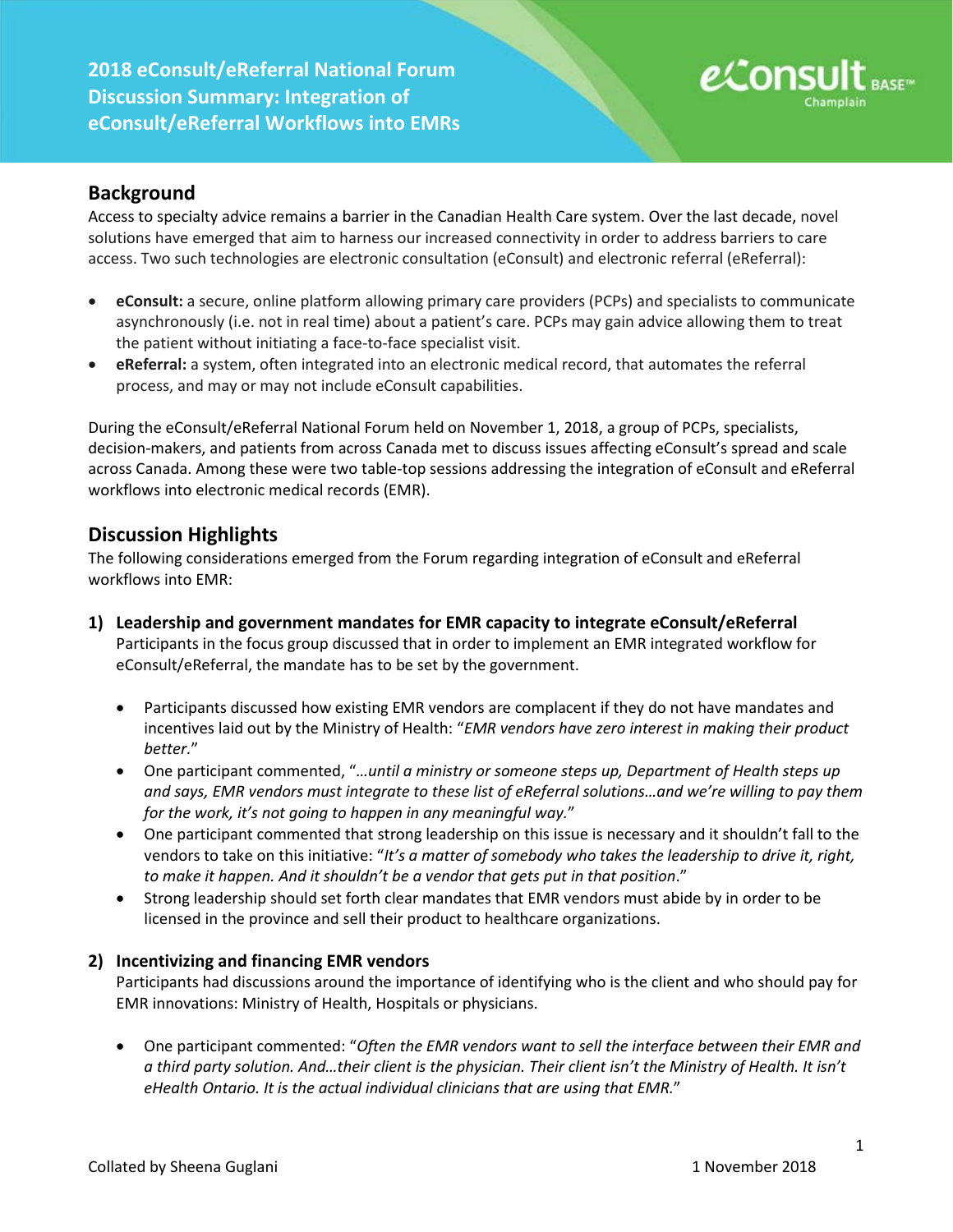# 2018 eConsult/eReferral National Forum Discussion Summary: Integration of eConsult/eReferral Workflows into EMRs

## Background

Access to specialty advice remains a barrier in the Canadian Health Care system. Over the last decade, novel solutions have emerged that aim to harness our increased connectivity in order to address barriers to care access. Two such technologies are electronic consultation (eConsult) and electronic referral (eReferral):

- **eConsult:** a secure, online platform allowing primary care providers (PCPs) and specialists to communicate asynchronously (i.e. not in real time) about a patient's care. PCPs may gain advice allowing them to treat the patient without initiating a face-to-face specialist visit.
- **eReferral:** a system, often integrated into an electronic medical record, that automates the referral process, and may or may not include eConsult capabilities.

During the eConsult/eReferral National Forum held on November 1, 2018, a group of PCPs, specialists, decision-makers, and patients from across Canada met to discuss issues affecting eConsult's spread and scale across Canada. Among these were two table-top sessions addressing the integration of eConsult and eReferral workflows into electronic medical records (EMR).

## Discussion Highlights

The following considerations emerged from the Forum regarding integration of eConsult and eReferral workflows into EMR:

### 1) Leadership and government mandates for EMR capacity to integrate eConsult/eReferral

Participants in the focus group discussed that in order to implement an EMR integrated workflow for eConsult/eReferral, the mandate has to be set by the government.

- Participants discussed how existing EMR vendors are complacent if they do not have mandates and incentives laid out by the Ministry of Health: "*EMR vendors have zero interest in making their product better.*"
- One participant commented, "*…until a ministry or someone steps up, Department of Health steps up and says, EMR vendors must integrate to these list of eReferral solutions…and we're willing to pay them for the work, it's not going to happen in any meaningful way.*"
- One participant commented that strong leadership on this issue is necessary and it shouldn't fall to the vendors to take on this initiative: "*It's a matter of somebody who takes the leadership to drive it, right, to make it happen. And it shouldn't be a vendor that gets put in that position.*"
- Strong leadership should set forth clear mandates that EMR vendors must abide by in order to be licensed in the province and sell their product to healthcare organizations.

### 2) Incentivizing and financing EMR vendors

Participants had discussions around the importance of identifying who is the client and who should pay for EMR innovations: Ministry of Health, Hospitals or physicians.

- One participant commented: "*Often the EMR vendors want to sell the interface between their EMR and a third party solution. And…their client is the physician. Their client isn't the Ministry of Health. It isn't eHealth Ontario. It is the actual individual clinicians that are using that EMR.*"

Collated by Sheena Guglani — 1 November 2018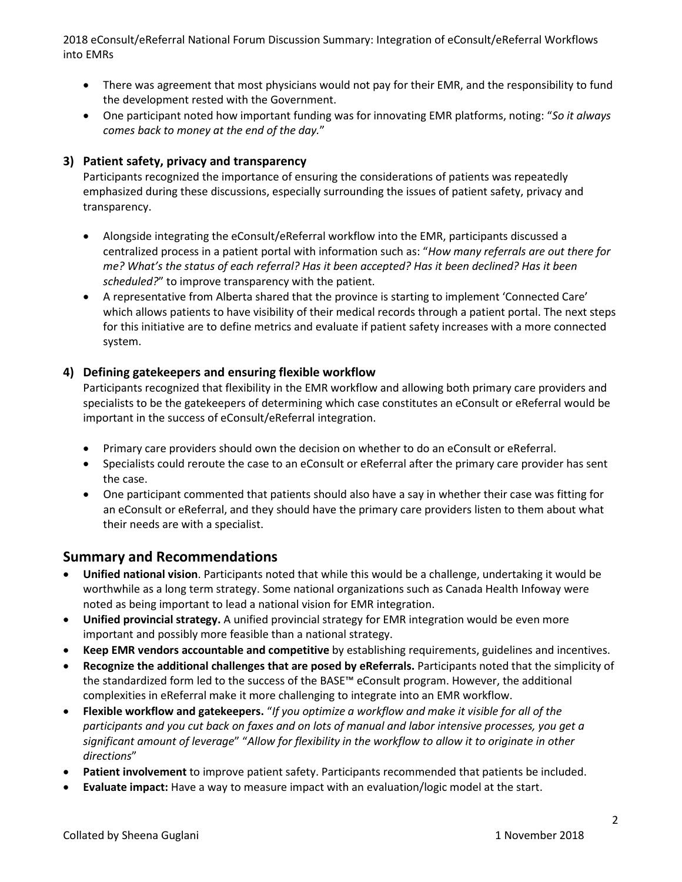- There was agreement that most physicians would not pay for their EMR, and the responsibility to fund the development rested with the Government.
- One participant noted how important funding was for innovating EMR platforms, noting: "*So it always comes back to money at the end of the day.*"

### 3) Patient safety, privacy and transparency

Participants recognized the importance of ensuring the considerations of patients was repeatedly emphasized during these discussions, especially surrounding the issues of patient safety, privacy and transparency.

- Alongside integrating the eConsult/eReferral workflow into the EMR, participants discussed a centralized process in a patient portal with information such as: "*How many referrals are out there for me? What's the status of each referral? Has it been accepted? Has it been declined? Has it been scheduled?*" to improve transparency with the patient.
- A representative from Alberta shared that the province is starting to implement 'Connected Care' which allows patients to have visibility of their medical records through a patient portal. The next steps for this initiative are to define metrics and evaluate if patient safety increases with a more connected system.

### 4) Defining gatekeepers and ensuring flexible workflow

Participants recognized that flexibility in the EMR workflow and allowing both primary care providers and specialists to be the gatekeepers of determining which case constitutes an eConsult or eReferral would be important in the success of eConsult/eReferral integration.

- Primary care providers should own the decision on whether to do an eConsult or eReferral.
- Specialists could reroute the case to an eConsult or eReferral after the primary care provider has sent the case.
- One participant commented that patients should also have a say in whether their case was fitting for an eConsult or eReferral, and they should have the primary care providers listen to them about what their needs are with a specialist.

## Summary and Recommendations

- **Unified national vision**. Participants noted that while this would be a challenge, undertaking it would be worthwhile as a long term strategy. Some national organizations such as Canada Health Infoway were noted as being important to lead a national vision for EMR integration.
- **Unified provincial strategy.** A unified provincial strategy for EMR integration would be even more important and possibly more feasible than a national strategy.
- **Keep EMR vendors accountable and competitive** by establishing requirements, guidelines and incentives.
- **Recognize the additional challenges that are posed by eReferrals.** Participants noted that the simplicity of the standardized form led to the success of the BASE™ eConsult program. However, the additional complexities in eReferral make it more challenging to integrate into an EMR workflow.
- **Flexible workflow and gatekeepers.** "*If you optimize a workflow and make it visible for all of the participants and you cut back on faxes and on lots of manual and labor intensive processes, you get a significant amount of leverage*" "*Allow for flexibility in the workflow to allow it to originate in other directions*"
- **Patient involvement** to improve patient safety. Participants recommended that patients be included.
- **Evaluate impact:** Have a way to measure impact with an evaluation/logic model at the start.

Collated by Sheena Guglani

1 November 2018